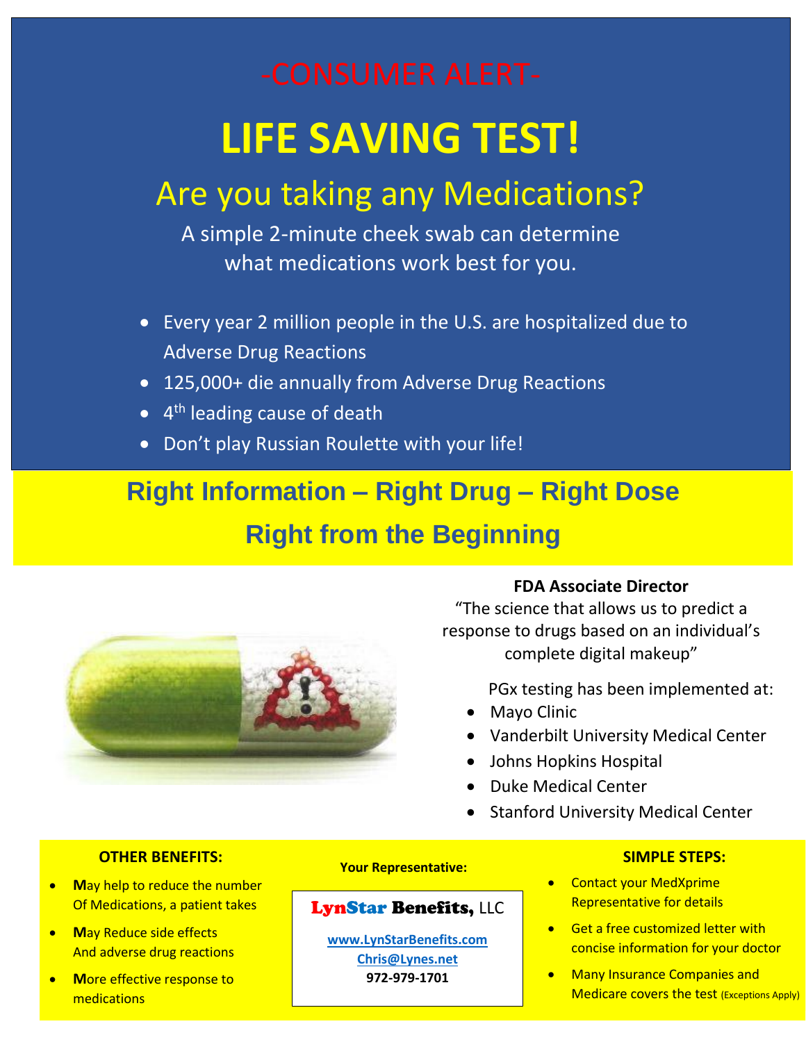-CONSUMER ALERT-

# LIFE SAVING TEST!

## Are you taking any Medications?

A simple 2-minute cheek swab can determine what medications work best for you.

- Every year 2 million people in the U.S. are hospitalized due to Adverse Drug Reactions
- 125,000+ die annually from Adverse Drug Reactions
- 4th leading cause of death
- Don't play Russian Roulette with your life!

## Right Information – Right Drug – Right Dose
## Right from the Beginning

**FDA Associate Director**

"The science that allows us to predict a response to drugs based on an individual's complete digital makeup"

PGx testing has been implemented at:

- Mayo Clinic
- Vanderbilt University Medical Center
- Johns Hopkins Hospital
- Duke Medical Center
- Stanford University Medical Center

**OTHER BENEFITS:**

- **M**ay help to reduce the number Of Medications, a patient takes
- **M**ay Reduce side effects And adverse drug reactions
- **M**ore effective response to medications

**Your Representative:**

**LynStar Benefits,** LLC

[www.LynStarBenefits.com](http://www.LynStarBenefits.com)

[Chris@Lynes.net](mailto:Chris@Lynes.net)

**972-979-1701**

**SIMPLE STEPS:**

- Contact your MedXprime Representative for details
- Get a free customized letter with concise information for your doctor
- Many Insurance Companies and Medicare covers the test (Exceptions Apply)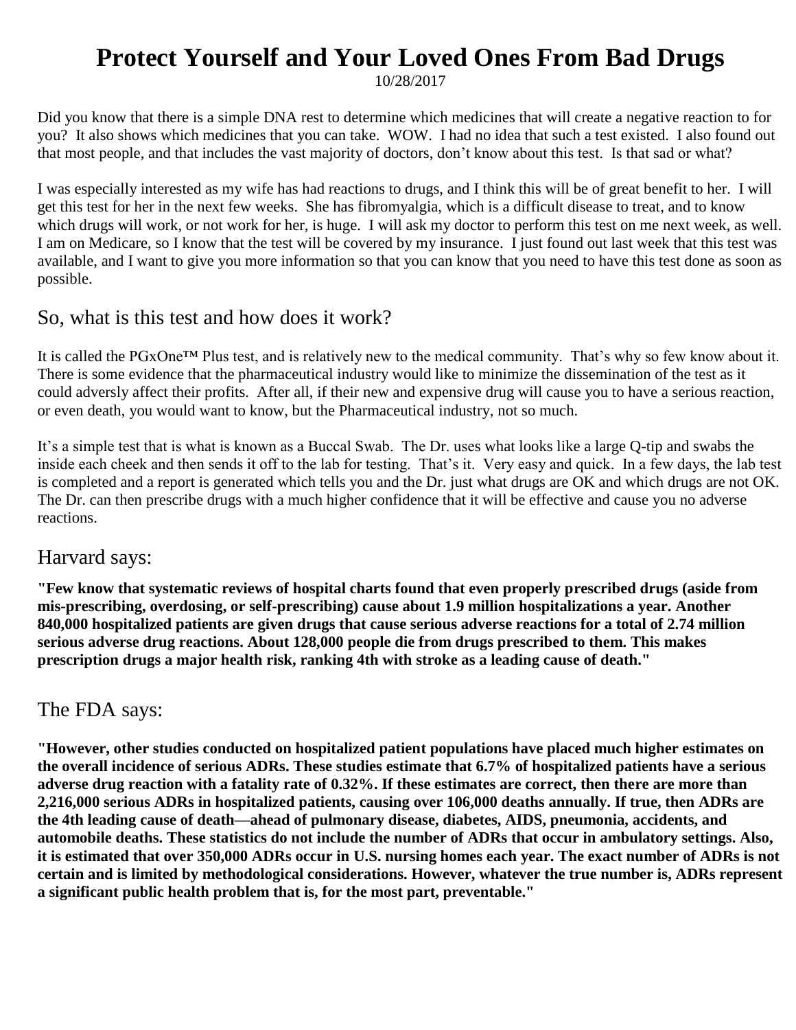# Protect Yourself and Your Loved Ones From Bad Drugs

10/28/2017

Did you know that there is a simple DNA rest to determine which medicines that will create a negative reaction to for you? It also shows which medicines that you can take. WOW. I had no idea that such a test existed. I also found out that most people, and that includes the vast majority of doctors, don't know about this test. Is that sad or what?

I was especially interested as my wife has had reactions to drugs, and I think this will be of great benefit to her. I will get this test for her in the next few weeks. She has fibromyalgia, which is a difficult disease to treat, and to know which drugs will work, or not work for her, is huge. I will ask my doctor to perform this test on me next week, as well. I am on Medicare, so I know that the test will be covered by my insurance. I just found out last week that this test was available, and I want to give you more information so that you can know that you need to have this test done as soon as possible.

## So, what is this test and how does it work?

It is called the PGxOne™ Plus test, and is relatively new to the medical community. That's why so few know about it. There is some evidence that the pharmaceutical industry would like to minimize the dissemination of the test as it could adversly affect their profits. After all, if their new and expensive drug will cause you to have a serious reaction, or even death, you would want to know, but the Pharmaceutical industry, not so much.

It's a simple test that is what is known as a Buccal Swab. The Dr. uses what looks like a large Q-tip and swabs the inside each cheek and then sends it off to the lab for testing. That's it. Very easy and quick. In a few days, the lab test is completed and a report is generated which tells you and the Dr. just what drugs are OK and which drugs are not OK. The Dr. can then prescribe drugs with a much higher confidence that it will be effective and cause you no adverse reactions.

## Harvard says:

**"Few know that systematic reviews of hospital charts found that even properly prescribed drugs (aside from mis-prescribing, overdosing, or self-prescribing) cause about 1.9 million hospitalizations a year. Another 840,000 hospitalized patients are given drugs that cause serious adverse reactions for a total of 2.74 million serious adverse drug reactions. About 128,000 people die from drugs prescribed to them. This makes prescription drugs a major health risk, ranking 4th with stroke as a leading cause of death."**

## The FDA says:

**"However, other studies conducted on hospitalized patient populations have placed much higher estimates on the overall incidence of serious ADRs. These studies estimate that 6.7% of hospitalized patients have a serious adverse drug reaction with a fatality rate of 0.32%. If these estimates are correct, then there are more than 2,216,000 serious ADRs in hospitalized patients, causing over 106,000 deaths annually. If true, then ADRs are the 4th leading cause of death—ahead of pulmonary disease, diabetes, AIDS, pneumonia, accidents, and automobile deaths. These statistics do not include the number of ADRs that occur in ambulatory settings. Also, it is estimated that over 350,000 ADRs occur in U.S. nursing homes each year. The exact number of ADRs is not certain and is limited by methodological considerations. However, whatever the true number is, ADRs represent a significant public health problem that is, for the most part, preventable."**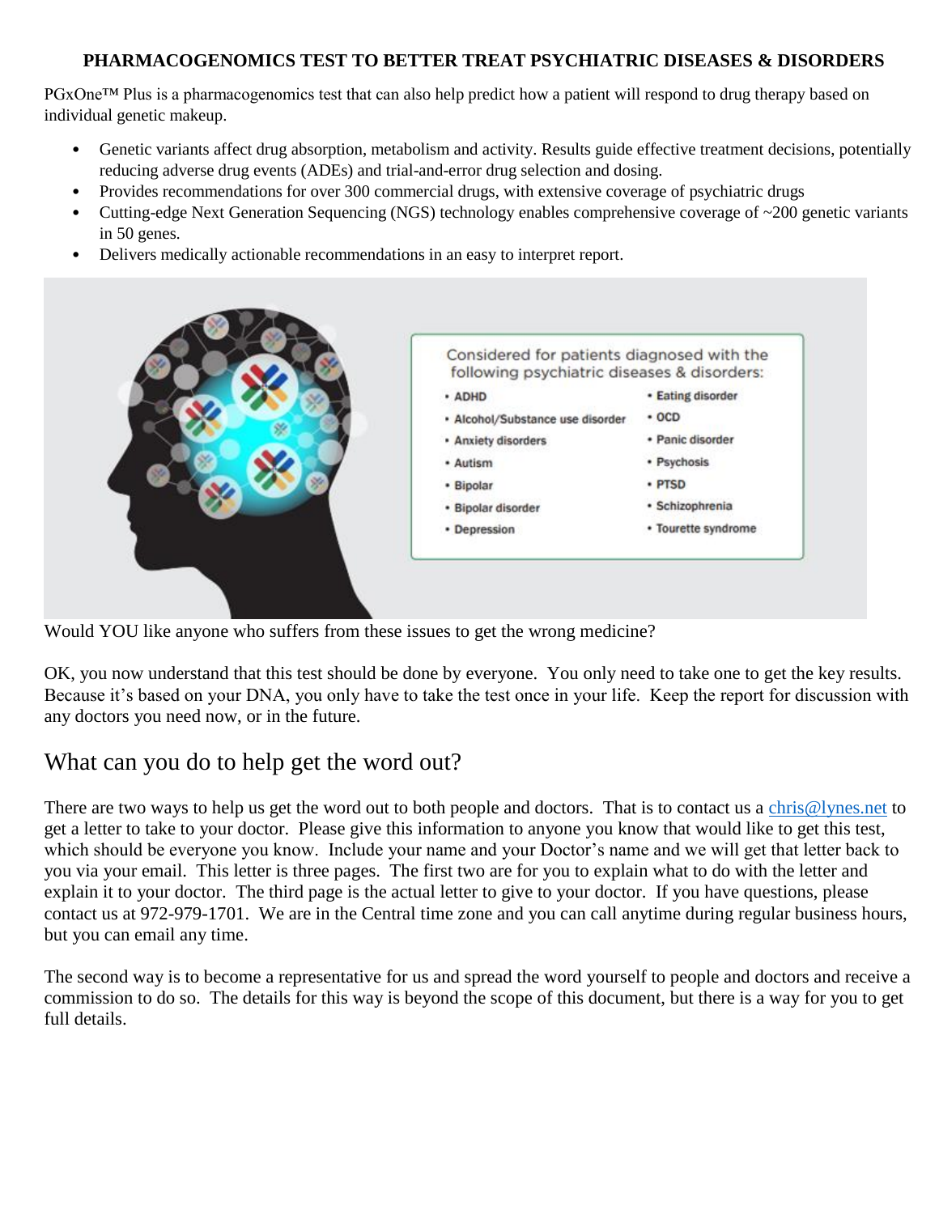**PHARMACOGENOMICS TEST TO BETTER TREAT PSYCHIATRIC DISEASES & DISORDERS**

PGxOne™ Plus is a pharmacogenomics test that can also help predict how a patient will respond to drug therapy based on individual genetic makeup.

- Genetic variants affect drug absorption, metabolism and activity. Results guide effective treatment decisions, potentially reducing adverse drug events (ADEs) and trial-and-error drug selection and dosing.
- Provides recommendations for over 300 commercial drugs, with extensive coverage of psychiatric drugs
- Cutting-edge Next Generation Sequencing (NGS) technology enables comprehensive coverage of ~200 genetic variants in 50 genes.
- Delivers medically actionable recommendations in an easy to interpret report.

Considered for patients diagnosed with the following psychiatric diseases & disorders:

- ADHD
- Alcohol/Substance use disorder
- Anxiety disorders
- Autism
- Bipolar
- Bipolar disorder
- Depression
- Eating disorder
- OCD
- Panic disorder
- Psychosis
- PTSD
- Schizophrenia
- Tourette syndrome

Would YOU like anyone who suffers from these issues to get the wrong medicine?

OK, you now understand that this test should be done by everyone. You only need to take one to get the key results. Because it's based on your DNA, you only have to take the test once in your life. Keep the report for discussion with any doctors you need now, or in the future.

## What can you do to help get the word out?

There are two ways to help us get the word out to both people and doctors. That is to contact us a chris@lynes.net to get a letter to take to your doctor. Please give this information to anyone you know that would like to get this test, which should be everyone you know. Include your name and your Doctor's name and we will get that letter back to you via your email. This letter is three pages. The first two are for you to explain what to do with the letter and explain it to your doctor. The third page is the actual letter to give to your doctor. If you have questions, please contact us at 972-979-1701. We are in the Central time zone and you can call anytime during regular business hours, but you can email any time.

The second way is to become a representative for us and spread the word yourself to people and doctors and receive a commission to do so. The details for this way is beyond the scope of this document, but there is a way for you to get full details.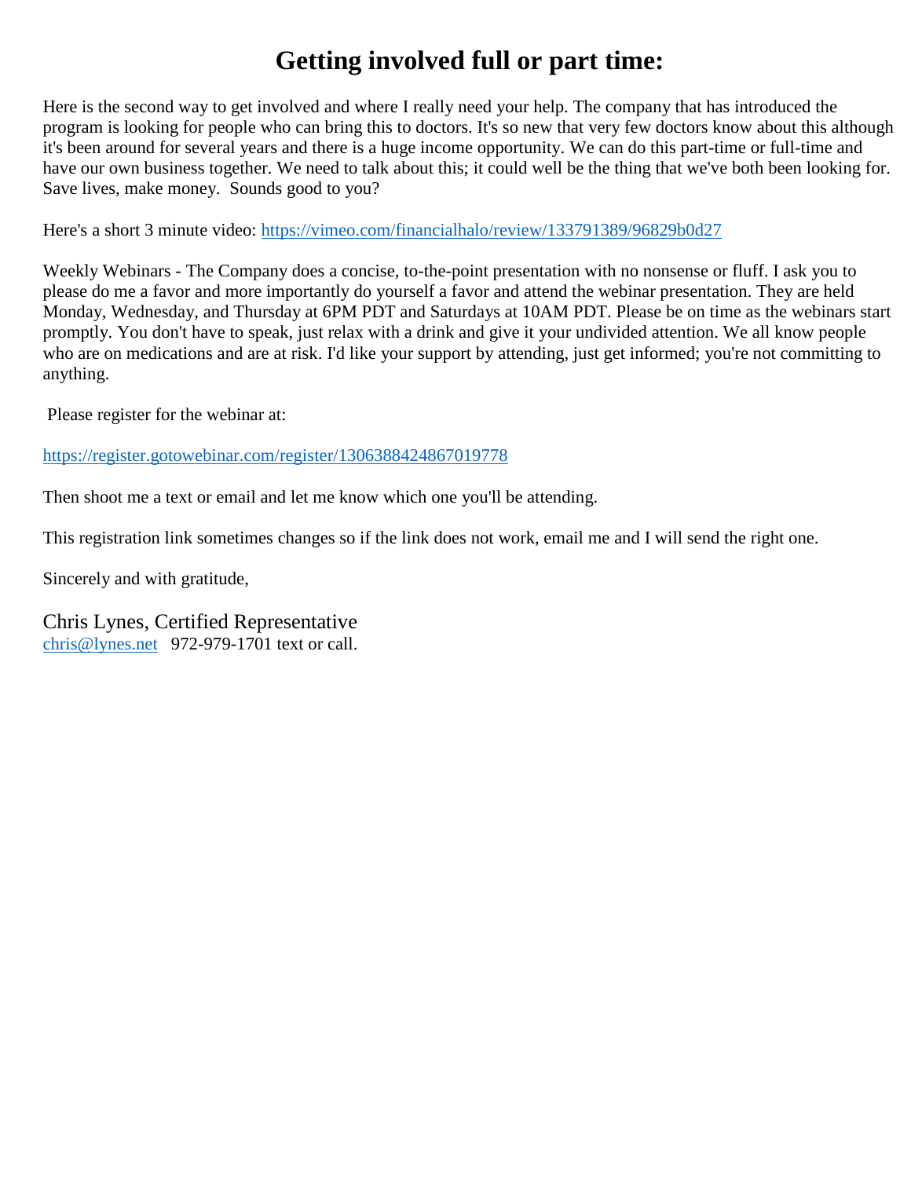# Getting involved full or part time:

Here is the second way to get involved and where I really need your help. The company that has introduced the program is looking for people who can bring this to doctors. It's so new that very few doctors know about this although it's been around for several years and there is a huge income opportunity. We can do this part-time or full-time and have our own business together. We need to talk about this; it could well be the thing that we've both been looking for. Save lives, make money. Sounds good to you?

Here's a short 3 minute video: https://vimeo.com/financialhalo/review/133791389/96829b0d27

Weekly Webinars - The Company does a concise, to-the-point presentation with no nonsense or fluff. I ask you to please do me a favor and more importantly do yourself a favor and attend the webinar presentation. They are held Monday, Wednesday, and Thursday at 6PM PDT and Saturdays at 10AM PDT. Please be on time as the webinars start promptly. You don't have to speak, just relax with a drink and give it your undivided attention. We all know people who are on medications and are at risk. I'd like your support by attending, just get informed; you're not committing to anything.

Please register for the webinar at:

https://register.gotowebinar.com/register/1306388424867019778

Then shoot me a text or email and let me know which one you'll be attending.

This registration link sometimes changes so if the link does not work, email me and I will send the right one.

Sincerely and with gratitude,

Chris Lynes, Certified Representative
chris@lynes.net 972-979-1701 text or call.